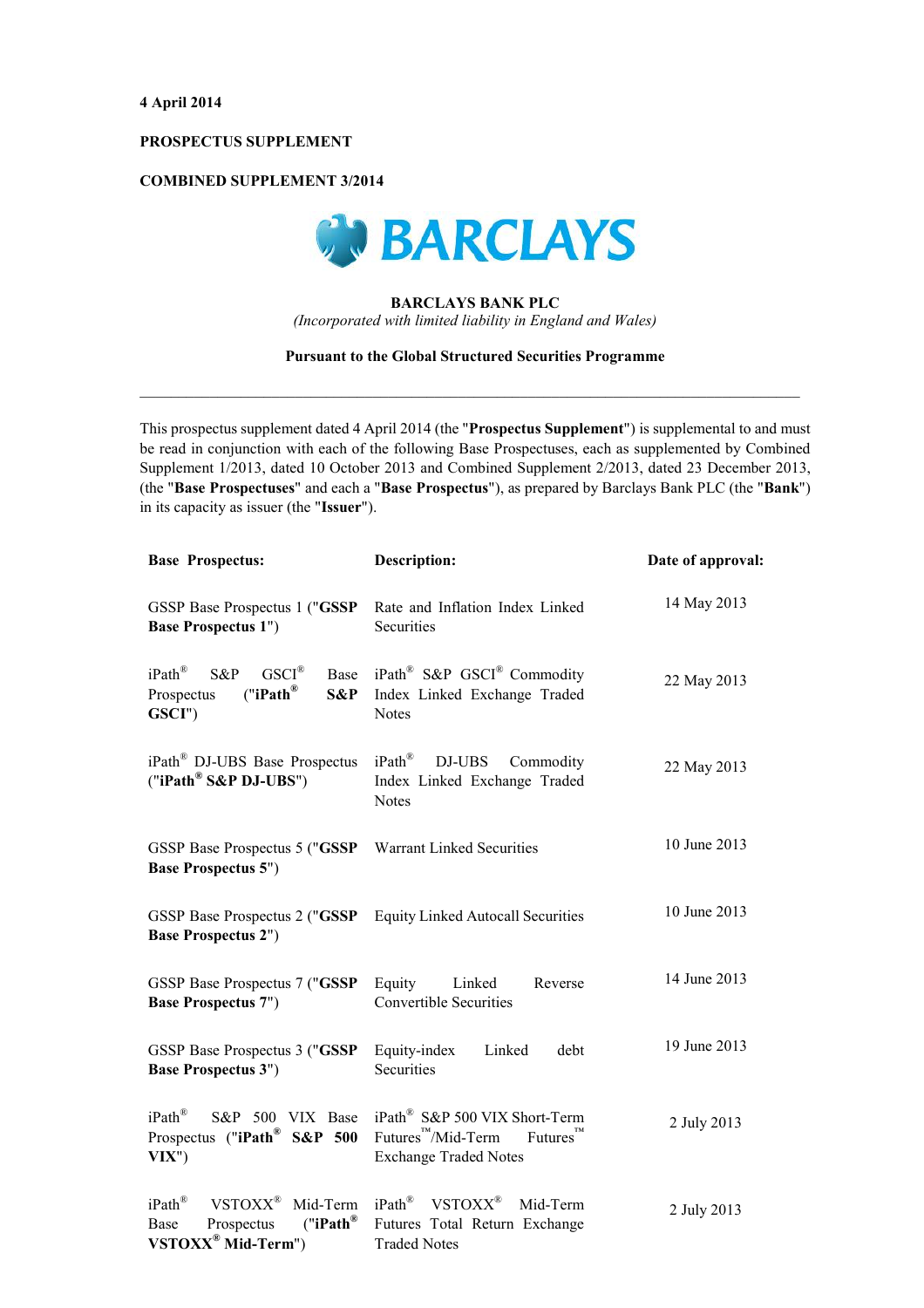**4 April 2014**

**PROSPECTUS SUPPLEMENT**

**COMBINED SUPPLEMENT 3/2014**

BARCLAYS

**BARCLAYS BANK PLC**

*(Incorporated with limited liability in England and Wales)*

**Pursuant to the Global Structured Securities Programme**

---

This prospectus supplement dated 4 April 2014 (the "**Prospectus Supplement**") is supplemental to and must be read in conjunction with each of the following Base Prospectuses, each as supplemented by Combined Supplement 1/2013, dated 10 October 2013 and Combined Supplement 2/2013, dated 23 December 2013, (the "**Base Prospectuses**" and each a "**Base Prospectus**"), as prepared by Barclays Bank PLC (the "**Bank**") in its capacity as issuer (the "**Issuer**").

| Base Prospectus: | Description: | Date of approval: |
|---|---|---|
| GSSP Base Prospectus 1 ("**GSSP Base Prospectus 1**") | Rate and Inflation Index Linked Securities | 14 May 2013 |
| iPath® S&P GSCI® Base Prospectus ("**iPath® S&P GSCI**") | iPath® S&P GSCI® Commodity Index Linked Exchange Traded Notes | 22 May 2013 |
| iPath® DJ-UBS Base Prospectus ("**iPath® S&P DJ-UBS**") | iPath® DJ-UBS Commodity Index Linked Exchange Traded Notes | 22 May 2013 |
| GSSP Base Prospectus 5 ("**GSSP Base Prospectus 5**") | Warrant Linked Securities | 10 June 2013 |
| GSSP Base Prospectus 2 ("**GSSP Base Prospectus 2**") | Equity Linked Autocall Securities | 10 June 2013 |
| GSSP Base Prospectus 7 ("**GSSP Base Prospectus 7**") | Equity Linked Reverse Convertible Securities | 14 June 2013 |
| GSSP Base Prospectus 3 ("**GSSP Base Prospectus 3**") | Equity-index Linked debt Securities | 19 June 2013 |
| iPath® S&P 500 VIX Base Prospectus ("**iPath® S&P 500 VIX**") | iPath® S&P 500 VIX Short-Term Futures™/Mid-Term Futures™ Exchange Traded Notes | 2 July 2013 |
| iPath® VSTOXX® Mid-Term Base Prospectus ("**iPath® VSTOXX® Mid-Term**") | iPath® VSTOXX® Mid-Term Futures Total Return Exchange Traded Notes | 2 July 2013 |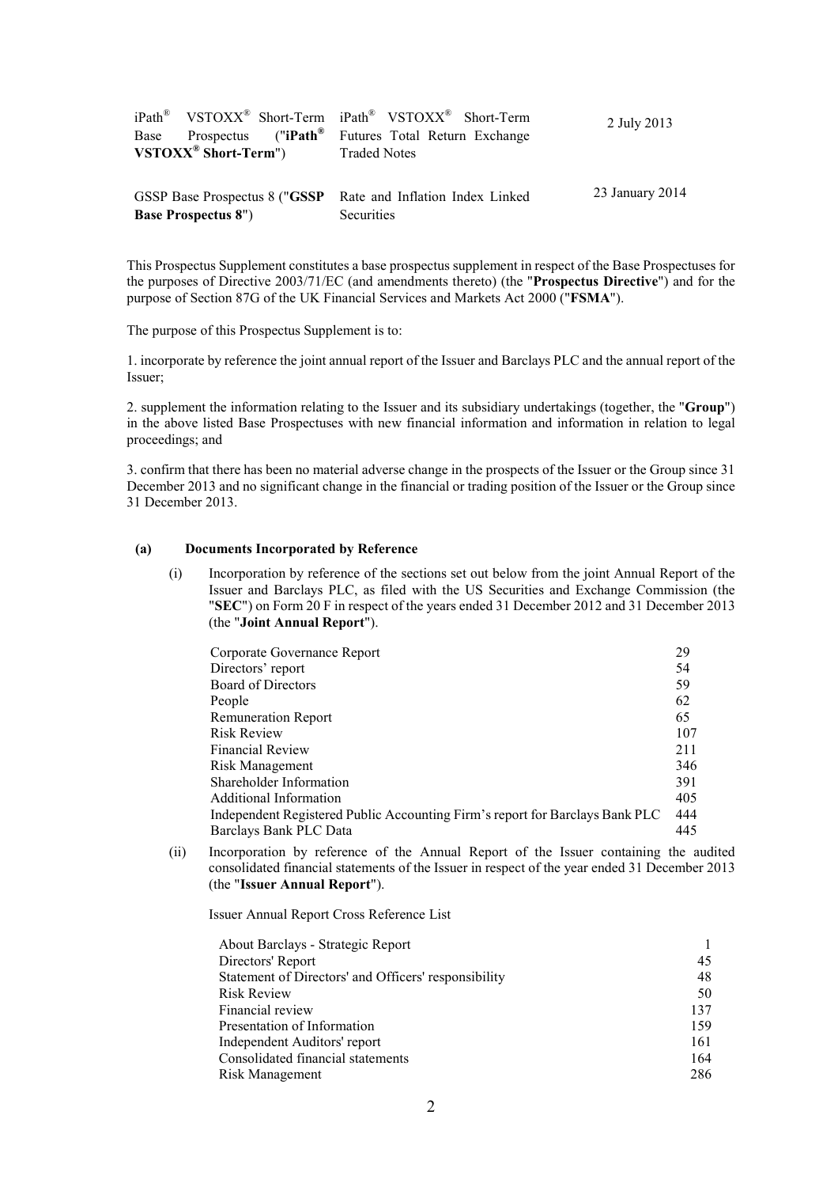| iPath® VSTOXX® Short-Term Base Prospectus ("**iPath® VSTOXX® Short-Term**") | iPath® VSTOXX® Short-Term Futures Total Return Exchange Traded Notes | 2 July 2013 |
| --- | --- | --- |
| GSSP Base Prospectus 8 ("**GSSP Base Prospectus 8**") | Rate and Inflation Index Linked Securities | 23 January 2014 |

This Prospectus Supplement constitutes a base prospectus supplement in respect of the Base Prospectuses for the purposes of Directive 2003/71/EC (and amendments thereto) (the "**Prospectus Directive**") and for the purpose of Section 87G of the UK Financial Services and Markets Act 2000 ("**FSMA**").

The purpose of this Prospectus Supplement is to:

1. incorporate by reference the joint annual report of the Issuer and Barclays PLC and the annual report of the Issuer;

2. supplement the information relating to the Issuer and its subsidiary undertakings (together, the "**Group**") in the above listed Base Prospectuses with new financial information and information in relation to legal proceedings; and

3. confirm that there has been no material adverse change in the prospects of the Issuer or the Group since 31 December 2013 and no significant change in the financial or trading position of the Issuer or the Group since 31 December 2013.

**(a) Documents Incorporated by Reference**

(i) Incorporation by reference of the sections set out below from the joint Annual Report of the Issuer and Barclays PLC, as filed with the US Securities and Exchange Commission (the "**SEC**") on Form 20 F in respect of the years ended 31 December 2012 and 31 December 2013 (the "**Joint Annual Report**").

| | |
| --- | --- |
| Corporate Governance Report | 29 |
| Directors' report | 54 |
| Board of Directors | 59 |
| People | 62 |
| Remuneration Report | 65 |
| Risk Review | 107 |
| Financial Review | 211 |
| Risk Management | 346 |
| Shareholder Information | 391 |
| Additional Information | 405 |
| Independent Registered Public Accounting Firm's report for Barclays Bank PLC | 444 |
| Barclays Bank PLC Data | 445 |

(ii) Incorporation by reference of the Annual Report of the Issuer containing the audited consolidated financial statements of the Issuer in respect of the year ended 31 December 2013 (the "**Issuer Annual Report**").

Issuer Annual Report Cross Reference List

| | |
| --- | --- |
| About Barclays - Strategic Report | 1 |
| Directors' Report | 45 |
| Statement of Directors' and Officers' responsibility | 48 |
| Risk Review | 50 |
| Financial review | 137 |
| Presentation of Information | 159 |
| Independent Auditors' report | 161 |
| Consolidated financial statements | 164 |
| Risk Management | 286 |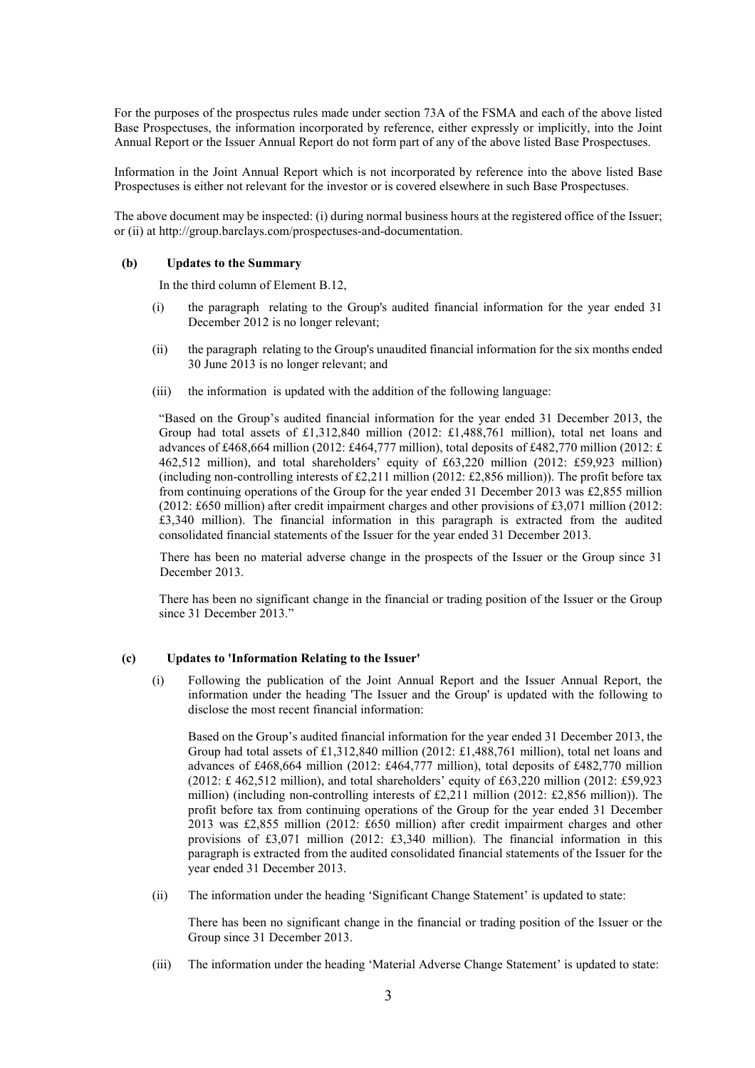For the purposes of the prospectus rules made under section 73A of the FSMA and each of the above listed Base Prospectuses, the information incorporated by reference, either expressly or implicitly, into the Joint Annual Report or the Issuer Annual Report do not form part of any of the above listed Base Prospectuses.

Information in the Joint Annual Report which is not incorporated by reference into the above listed Base Prospectuses is either not relevant for the investor or is covered elsewhere in such Base Prospectuses.

The above document may be inspected: (i) during normal business hours at the registered office of the Issuer; or (ii) at http://group.barclays.com/prospectuses-and-documentation.

**(b) Updates to the Summary**

In the third column of Element B.12,

(i) the paragraph relating to the Group's audited financial information for the year ended 31 December 2012 is no longer relevant;

(ii) the paragraph relating to the Group's unaudited financial information for the six months ended 30 June 2013 is no longer relevant; and

(iii) the information is updated with the addition of the following language:

"Based on the Group's audited financial information for the year ended 31 December 2013, the Group had total assets of £1,312,840 million (2012: £1,488,761 million), total net loans and advances of £468,664 million (2012: £464,777 million), total deposits of £482,770 million (2012: £ 462,512 million), and total shareholders' equity of £63,220 million (2012: £59,923 million) (including non-controlling interests of £2,211 million (2012: £2,856 million)). The profit before tax from continuing operations of the Group for the year ended 31 December 2013 was £2,855 million (2012: £650 million) after credit impairment charges and other provisions of £3,071 million (2012: £3,340 million). The financial information in this paragraph is extracted from the audited consolidated financial statements of the Issuer for the year ended 31 December 2013.

There has been no material adverse change in the prospects of the Issuer or the Group since 31 December 2013.

There has been no significant change in the financial or trading position of the Issuer or the Group since 31 December 2013."

**(c) Updates to 'Information Relating to the Issuer'**

(i) Following the publication of the Joint Annual Report and the Issuer Annual Report, the information under the heading 'The Issuer and the Group' is updated with the following to disclose the most recent financial information:

Based on the Group's audited financial information for the year ended 31 December 2013, the Group had total assets of £1,312,840 million (2012: £1,488,761 million), total net loans and advances of £468,664 million (2012: £464,777 million), total deposits of £482,770 million (2012: £ 462,512 million), and total shareholders' equity of £63,220 million (2012: £59,923 million) (including non-controlling interests of £2,211 million (2012: £2,856 million)). The profit before tax from continuing operations of the Group for the year ended 31 December 2013 was £2,855 million (2012: £650 million) after credit impairment charges and other provisions of £3,071 million (2012: £3,340 million). The financial information in this paragraph is extracted from the audited consolidated financial statements of the Issuer for the year ended 31 December 2013.

(ii) The information under the heading 'Significant Change Statement' is updated to state:

There has been no significant change in the financial or trading position of the Issuer or the Group since 31 December 2013.

(iii) The information under the heading 'Material Adverse Change Statement' is updated to state: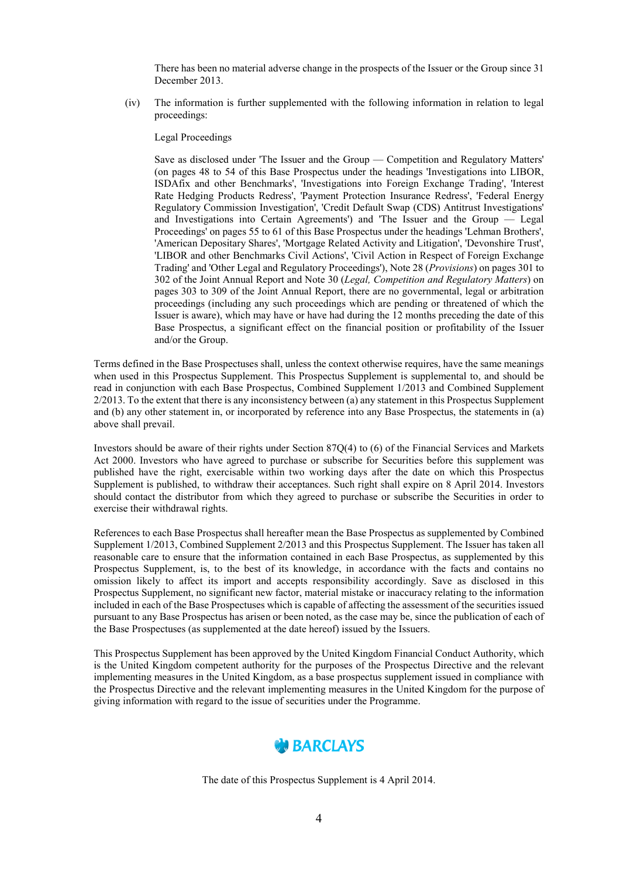There has been no material adverse change in the prospects of the Issuer or the Group since 31 December 2013.

(iv) The information is further supplemented with the following information in relation to legal proceedings:

Legal Proceedings

Save as disclosed under 'The Issuer and the Group — Competition and Regulatory Matters' (on pages 48 to 54 of this Base Prospectus under the headings 'Investigations into LIBOR, ISDAfix and other Benchmarks', 'Investigations into Foreign Exchange Trading', 'Interest Rate Hedging Products Redress', 'Payment Protection Insurance Redress', 'Federal Energy Regulatory Commission Investigation', 'Credit Default Swap (CDS) Antitrust Investigations' and Investigations into Certain Agreements') and 'The Issuer and the Group — Legal Proceedings' on pages 55 to 61 of this Base Prospectus under the headings 'Lehman Brothers', 'American Depositary Shares', 'Mortgage Related Activity and Litigation', 'Devonshire Trust', 'LIBOR and other Benchmarks Civil Actions', 'Civil Action in Respect of Foreign Exchange Trading' and 'Other Legal and Regulatory Proceedings'), Note 28 (*Provisions*) on pages 301 to 302 of the Joint Annual Report and Note 30 (*Legal, Competition and Regulatory Matters*) on pages 303 to 309 of the Joint Annual Report, there are no governmental, legal or arbitration proceedings (including any such proceedings which are pending or threatened of which the Issuer is aware), which may have or have had during the 12 months preceding the date of this Base Prospectus, a significant effect on the financial position or profitability of the Issuer and/or the Group.

Terms defined in the Base Prospectuses shall, unless the context otherwise requires, have the same meanings when used in this Prospectus Supplement. This Prospectus Supplement is supplemental to, and should be read in conjunction with each Base Prospectus, Combined Supplement 1/2013 and Combined Supplement 2/2013. To the extent that there is any inconsistency between (a) any statement in this Prospectus Supplement and (b) any other statement in, or incorporated by reference into any Base Prospectus, the statements in (a) above shall prevail.

Investors should be aware of their rights under Section 87Q(4) to (6) of the Financial Services and Markets Act 2000. Investors who have agreed to purchase or subscribe for Securities before this supplement was published have the right, exercisable within two working days after the date on which this Prospectus Supplement is published, to withdraw their acceptances. Such right shall expire on 8 April 2014. Investors should contact the distributor from which they agreed to purchase or subscribe the Securities in order to exercise their withdrawal rights.

References to each Base Prospectus shall hereafter mean the Base Prospectus as supplemented by Combined Supplement 1/2013, Combined Supplement 2/2013 and this Prospectus Supplement. The Issuer has taken all reasonable care to ensure that the information contained in each Base Prospectus, as supplemented by this Prospectus Supplement, is, to the best of its knowledge, in accordance with the facts and contains no omission likely to affect its import and accepts responsibility accordingly. Save as disclosed in this Prospectus Supplement, no significant new factor, material mistake or inaccuracy relating to the information included in each of the Base Prospectuses which is capable of affecting the assessment of the securities issued pursuant to any Base Prospectus has arisen or been noted, as the case may be, since the publication of each of the Base Prospectuses (as supplemented at the date hereof) issued by the Issuers.

This Prospectus Supplement has been approved by the United Kingdom Financial Conduct Authority, which is the United Kingdom competent authority for the purposes of the Prospectus Directive and the relevant implementing measures in the United Kingdom, as a base prospectus supplement issued in compliance with the Prospectus Directive and the relevant implementing measures in the United Kingdom for the purpose of giving information with regard to the issue of securities under the Programme.

BARCLAYS

The date of this Prospectus Supplement is 4 April 2014.